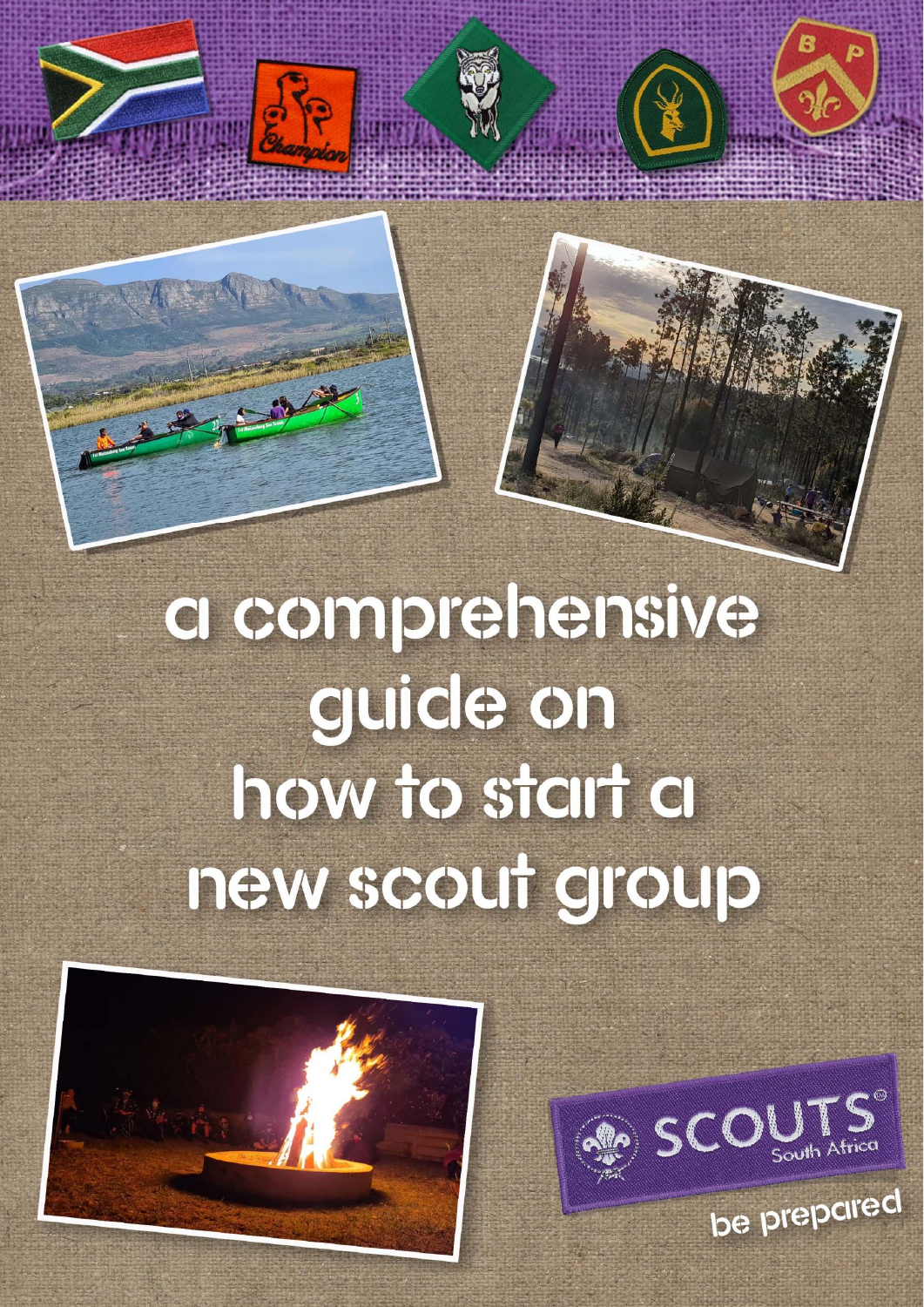# a comprehensive guide on how to start a new scout group

be prepared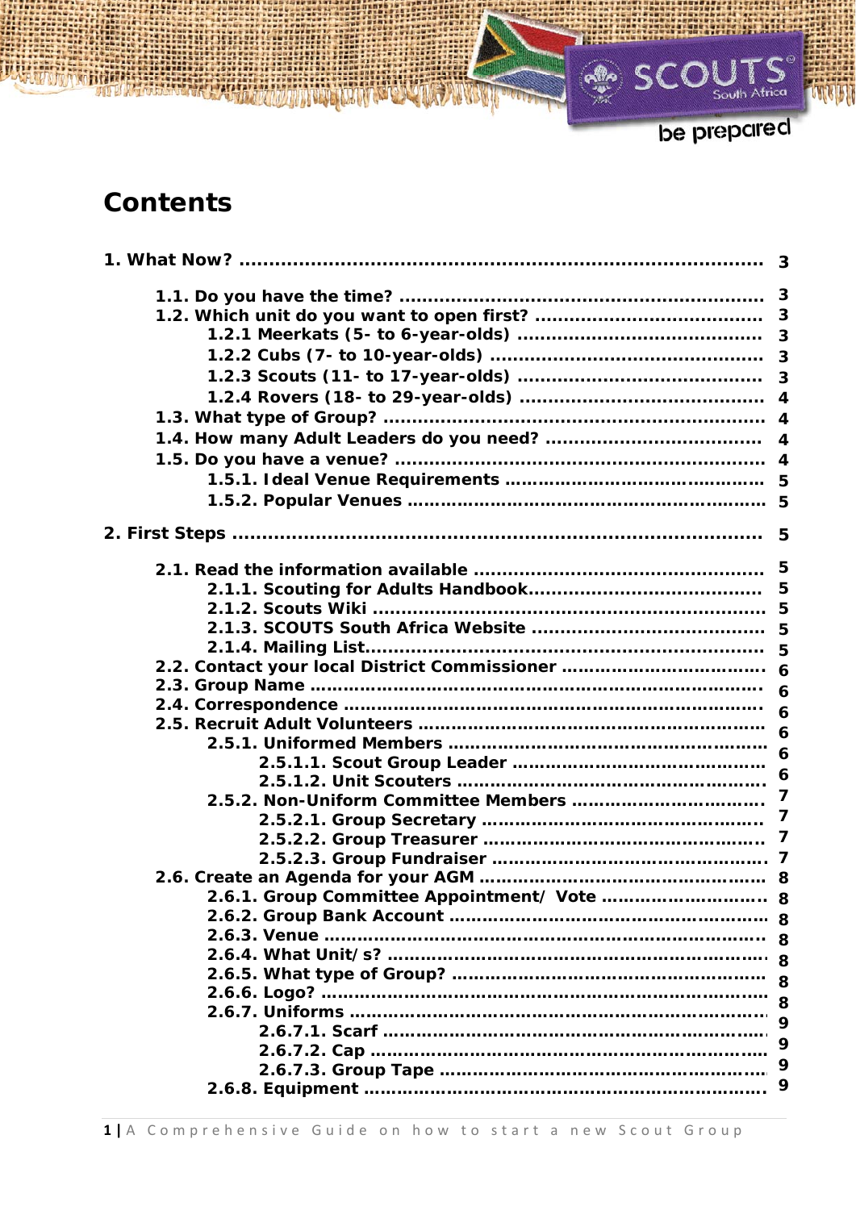# Contents

| | |
|---|---|
| **1. What Now?** | **3** |
| **1.1. Do you have the time?** | **3** |
| **1.2. Which unit do you want to open first?** | **3** |
| **1.2.1 Meerkats (5- to 6-year-olds)** | **3** |
| **1.2.2 Cubs (7- to 10-year-olds)** | **3** |
| **1.2.3 Scouts (11- to 17-year-olds)** | **3** |
| **1.2.4 Rovers (18- to 29-year-olds)** | **4** |
| **1.3. What type of Group?** | **4** |
| **1.4. How many Adult Leaders do you need?** | **4** |
| **1.5. Do you have a venue?** | **4** |
| **1.5.1. Ideal Venue Requirements** | **5** |
| **1.5.2. Popular Venues** | **5** |
| **2. First Steps** | **5** |
| **2.1. Read the information available** | **5** |
| **2.1.1. Scouting for Adults Handbook** | **5** |
| **2.1.2. Scouts Wiki** | **5** |
| **2.1.3. SCOUTS South Africa Website** | **5** |
| **2.1.4. Mailing List** | **5** |
| **2.2. Contact your local District Commissioner** | **6** |
| **2.3. Group Name** | **6** |
| **2.4. Correspondence** | **6** |
| **2.5. Recruit Adult Volunteers** | **6** |
| **2.5.1. Uniformed Members** | **6** |
| **2.5.1.1. Scout Group Leader** | **6** |
| **2.5.1.2. Unit Scouters** | **6** |
| **2.5.2. Non-Uniform Committee Members** | **7** |
| **2.5.2.1. Group Secretary** | **7** |
| **2.5.2.2. Group Treasurer** | **7** |
| **2.5.2.3. Group Fundraiser** | **7** |
| **2.6. Create an Agenda for your AGM** | **8** |
| **2.6.1. Group Committee Appointment/ Vote** | **8** |
| **2.6.2. Group Bank Account** | **8** |
| **2.6.3. Venue** | **8** |
| **2.6.4. What Unit/s?** | **8** |
| **2.6.5. What type of Group?** | **8** |
| **2.6.6. Logo?** | **8** |
| **2.6.7. Uniforms** | **9** |
| **2.6.7.1. Scarf** | **9** |
| **2.6.7.2. Cap** | **9** |
| **2.6.7.3. Group Tape** | **9** |
| **2.6.8. Equipment** | **9** |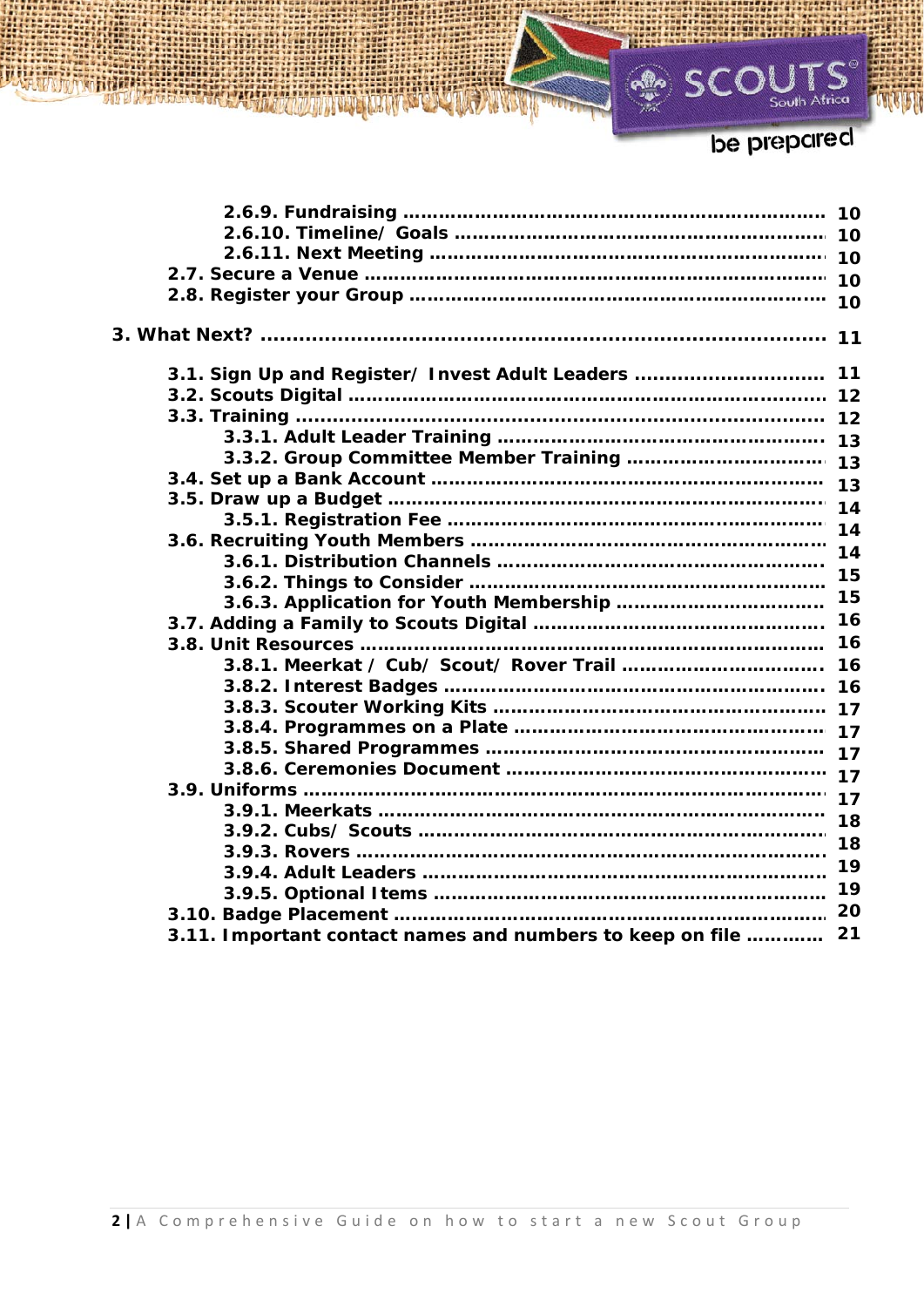2.6.9. Fundraising ........................................................................ 10
2.6.10. Timeline/ Goals .................................................................. 10
2.6.11. Next Meeting ...................................................................... 10
2.7. Secure a Venue .............................................................................. 10
2.8. Register your Group ........................................................................ 10

3. What Next? ........................................................................................ 11

3.1. Sign Up and Register/ Invest Adult Leaders ................................ 11
3.2. Scouts Digital .................................................................................. 12
3.3. Training ........................................................................................... 12
3.3.1. Adult Leader Training ........................................................ 13
3.3.2. Group Committee Member Training ................................. 13
3.4. Set up a Bank Account ................................................................... 13
3.5. Draw up a Budget ........................................................................... 14
3.5.1. Registration Fee ................................................................. 14
3.6. Recruiting Youth Members ............................................................. 14
3.6.1. Distribution Channels ........................................................ 15
3.6.2. Things to Consider ............................................................. 15
3.6.3. Application for Youth Membership .................................... 16
3.7. Adding a Family to Scouts Digital ................................................. 16
3.8. Unit Resources ................................................................................ 16
3.8.1. Meerkat / Cub/ Scout/ Rover Trail .................................... 16
3.8.2. Interest Badges .................................................................. 17
3.8.3. Scouter Working Kits ......................................................... 17
3.8.4. Programmes on a Plate ..................................................... 17
3.8.5. Shared Programmes .......................................................... 17
3.8.6. Ceremonies Document ...................................................... 17
3.9. Uniforms ......................................................................................... 18
3.9.1. Meerkats ............................................................................ 18
3.9.2. Cubs/ Scouts ...................................................................... 18
3.9.3. Rovers ................................................................................ 19
3.9.4. Adult Leaders ..................................................................... 19
3.9.5. Optional Items ................................................................... 20
3.10. Badge Placement .......................................................................... 20
3.11. Important contact names and numbers to keep on file .............. 21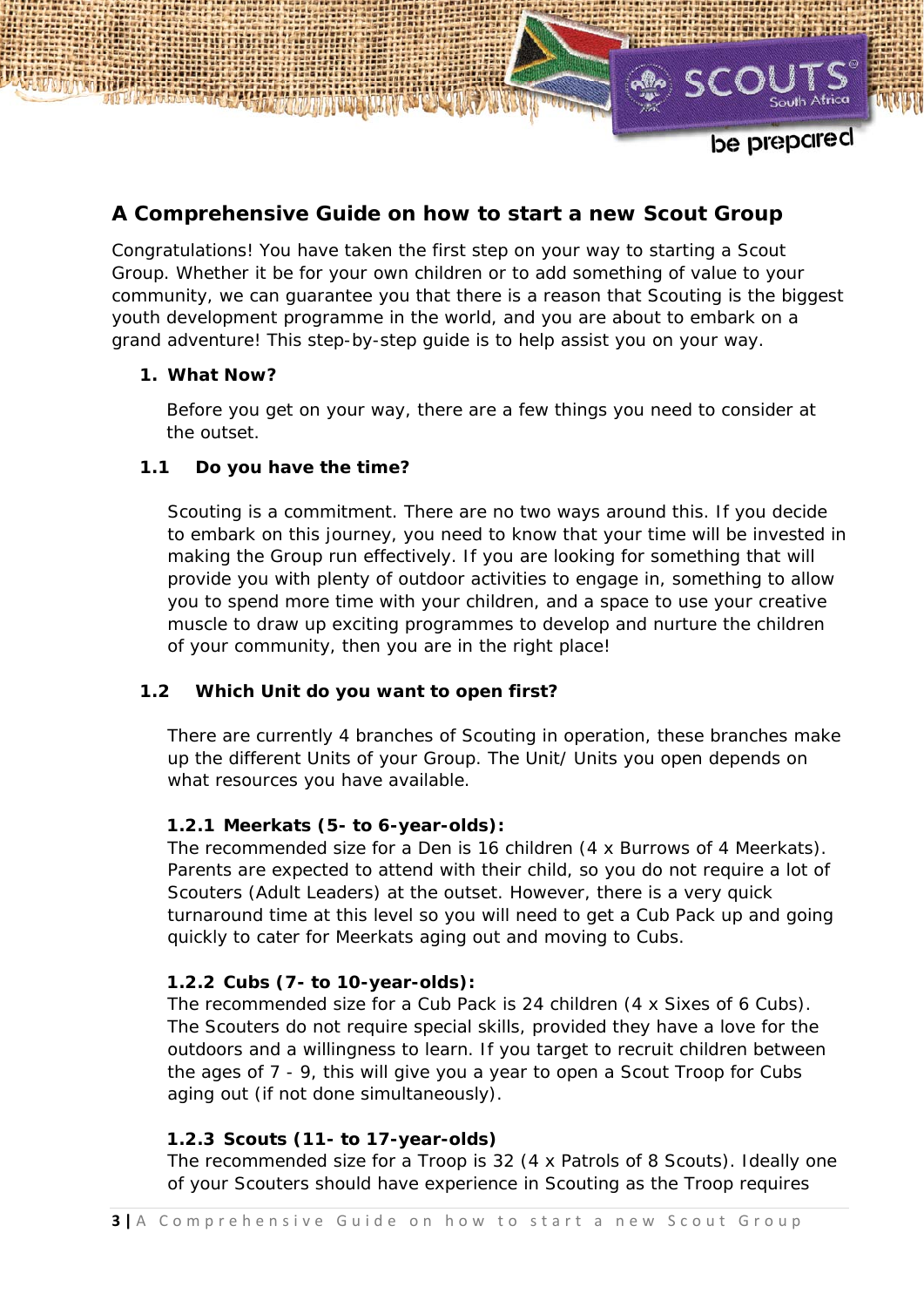# A Comprehensive Guide on how to start a new Scout Group

Congratulations! You have taken the first step on your way to starting a Scout Group. Whether it be for your own children or to add something of value to your community, we can guarantee you that there is a reason that Scouting is the biggest youth development programme in the world, and you are about to embark on a grand adventure! This step-by-step guide is to help assist you on your way.

## 1. What Now?

Before you get on your way, there are a few things you need to consider at the outset.

### 1.1 Do you have the time?

Scouting is a commitment. There are no two ways around this. If you decide to embark on this journey, you need to know that your time will be invested in making the Group run effectively. If you are looking for something that will provide you with plenty of outdoor activities to engage in, something to allow you to spend more time with your children, and a space to use your creative muscle to draw up exciting programmes to develop and nurture the children of your community, then you are in the right place!

### 1.2 Which Unit do you want to open first?

There are currently 4 branches of Scouting in operation, these branches make up the different Units of your Group. The Unit/ Units you open depends on what resources you have available.

#### 1.2.1 Meerkats (5- to 6-year-olds):

The recommended size for a Den is 16 children (4 x Burrows of 4 Meerkats). Parents are expected to attend with their child, so you do not require a lot of Scouters (Adult Leaders) at the outset. However, there is a very quick turnaround time at this level so you will need to get a Cub Pack up and going quickly to cater for Meerkats aging out and moving to Cubs.

#### 1.2.2 Cubs (7- to 10-year-olds):

The recommended size for a Cub Pack is 24 children (4 x Sixes of 6 Cubs). The Scouters do not require special skills, provided they have a love for the outdoors and a willingness to learn. If you target to recruit children between the ages of 7 - 9, this will give you a year to open a Scout Troop for Cubs aging out (if not done simultaneously).

#### 1.2.3 Scouts (11- to 17-year-olds)

The recommended size for a Troop is 32 (4 x Patrols of 8 Scouts). Ideally one of your Scouters should have experience in Scouting as the Troop requires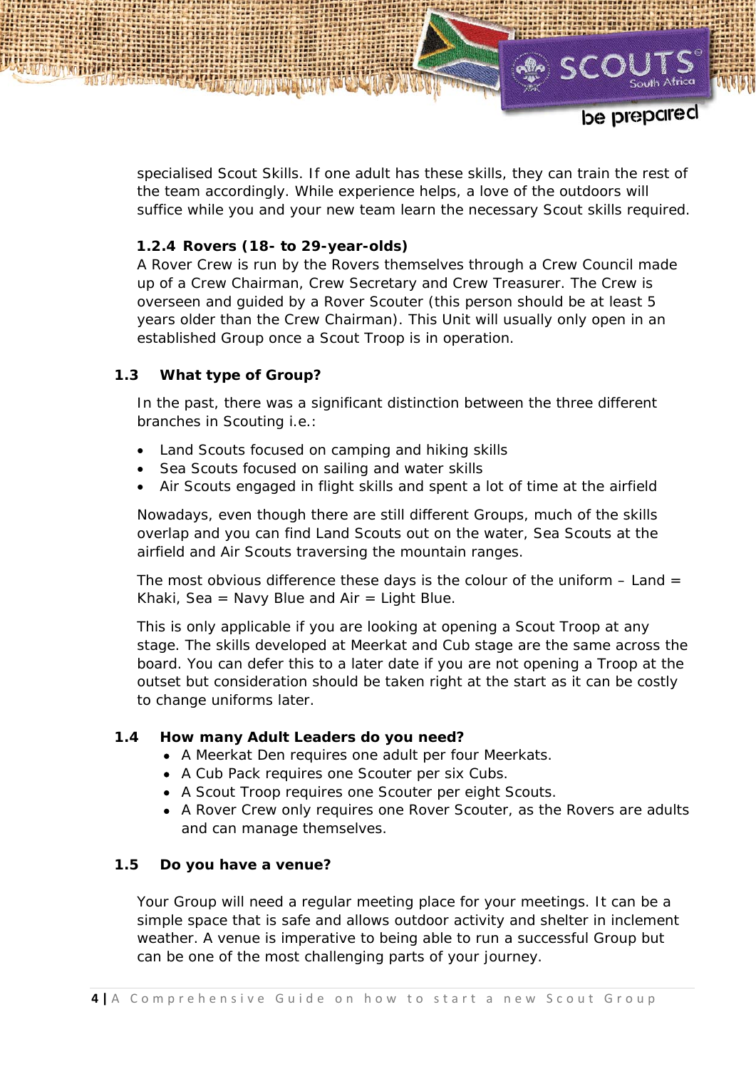specialised Scout Skills. If one adult has these skills, they can train the rest of the team accordingly. While experience helps, a love of the outdoors will suffice while you and your new team learn the necessary Scout skills required.

#### 1.2.4 Rovers (18- to 29-year-olds)

A Rover Crew is run by the Rovers themselves through a Crew Council made up of a Crew Chairman, Crew Secretary and Crew Treasurer. The Crew is overseen and guided by a Rover Scouter (this person should be at least 5 years older than the Crew Chairman). This Unit will usually only open in an established Group once a Scout Troop is in operation.

### 1.3 What type of Group?

In the past, there was a significant distinction between the three different branches in Scouting i.e.:

- Land Scouts focused on camping and hiking skills
- Sea Scouts focused on sailing and water skills
- Air Scouts engaged in flight skills and spent a lot of time at the airfield

Nowadays, even though there are still different Groups, much of the skills overlap and you can find Land Scouts out on the water, Sea Scouts at the airfield and Air Scouts traversing the mountain ranges.

The most obvious difference these days is the colour of the uniform – Land = Khaki, Sea = Navy Blue and Air = Light Blue.

This is only applicable if you are looking at opening a Scout Troop at any stage. The skills developed at Meerkat and Cub stage are the same across the board. You can defer this to a later date if you are not opening a Troop at the outset but consideration should be taken right at the start as it can be costly to change uniforms later.

### 1.4 How many Adult Leaders do you need?

- A Meerkat Den requires one adult per four Meerkats.
- A Cub Pack requires one Scouter per six Cubs.
- A Scout Troop requires one Scouter per eight Scouts.
- A Rover Crew only requires one Rover Scouter, as the Rovers are adults and can manage themselves.

### 1.5 Do you have a venue?

Your Group will need a regular meeting place for your meetings. It can be a simple space that is safe and allows outdoor activity and shelter in inclement weather. A venue is imperative to being able to run a successful Group but can be one of the most challenging parts of your journey.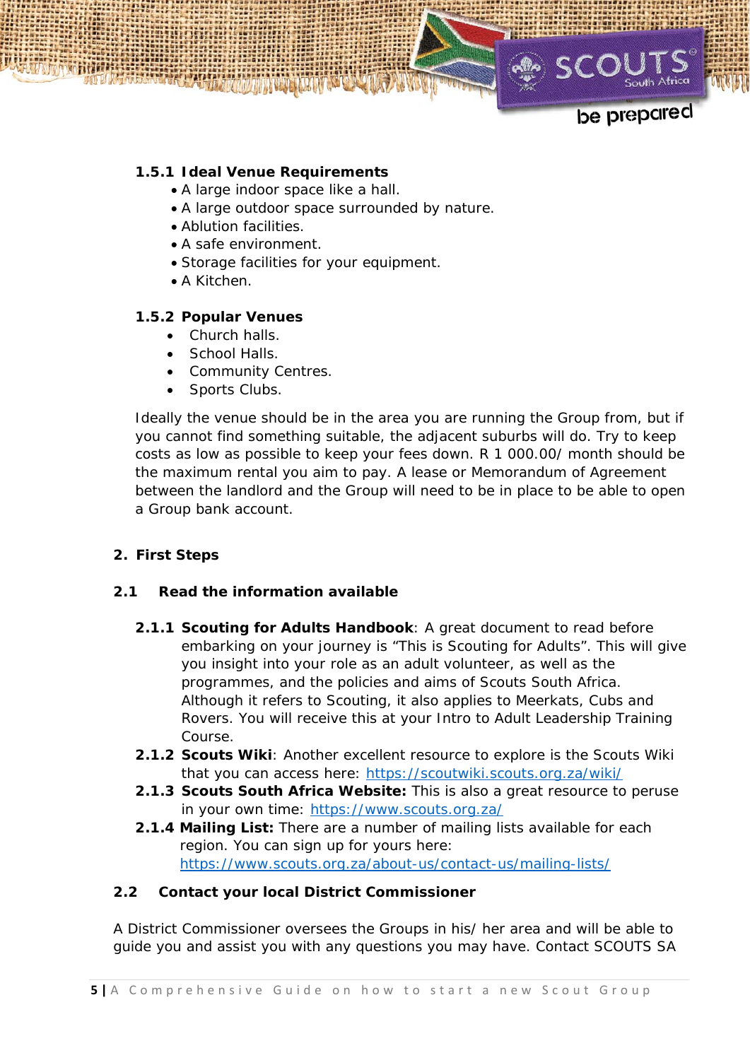#### 1.5.1 Ideal Venue Requirements

- A large indoor space like a hall.
- A large outdoor space surrounded by nature.
- Ablution facilities.
- A safe environment.
- Storage facilities for your equipment.
- A Kitchen.

#### 1.5.2 Popular Venues

- Church halls.
- School Halls.
- Community Centres.
- Sports Clubs.

Ideally the venue should be in the area you are running the Group from, but if you cannot find something suitable, the adjacent suburbs will do. Try to keep costs as low as possible to keep your fees down. R 1 000.00/ month should be the maximum rental you aim to pay. A lease or Memorandum of Agreement between the landlord and the Group will need to be in place to be able to open a Group bank account.

## 2. First Steps

### 2.1 Read the information available

**2.1.1 Scouting for Adults Handbook**: A great document to read before embarking on your journey is "This is Scouting for Adults". This will give you insight into your role as an adult volunteer, as well as the programmes, and the policies and aims of Scouts South Africa. Although it refers to Scouting, it also applies to Meerkats, Cubs and Rovers. You will receive this at your Intro to Adult Leadership Training Course.

**2.1.2 Scouts Wiki**: Another excellent resource to explore is the Scouts Wiki that you can access here: https://scoutwiki.scouts.org.za/wiki/

**2.1.3 Scouts South Africa Website:** This is also a great resource to peruse in your own time: https://www.scouts.org.za/

**2.1.4 Mailing List:** There are a number of mailing lists available for each region. You can sign up for yours here: https://www.scouts.org.za/about-us/contact-us/mailing-lists/

### 2.2 Contact your local District Commissioner

A District Commissioner oversees the Groups in his/ her area and will be able to guide you and assist you with any questions you may have. Contact SCOUTS SA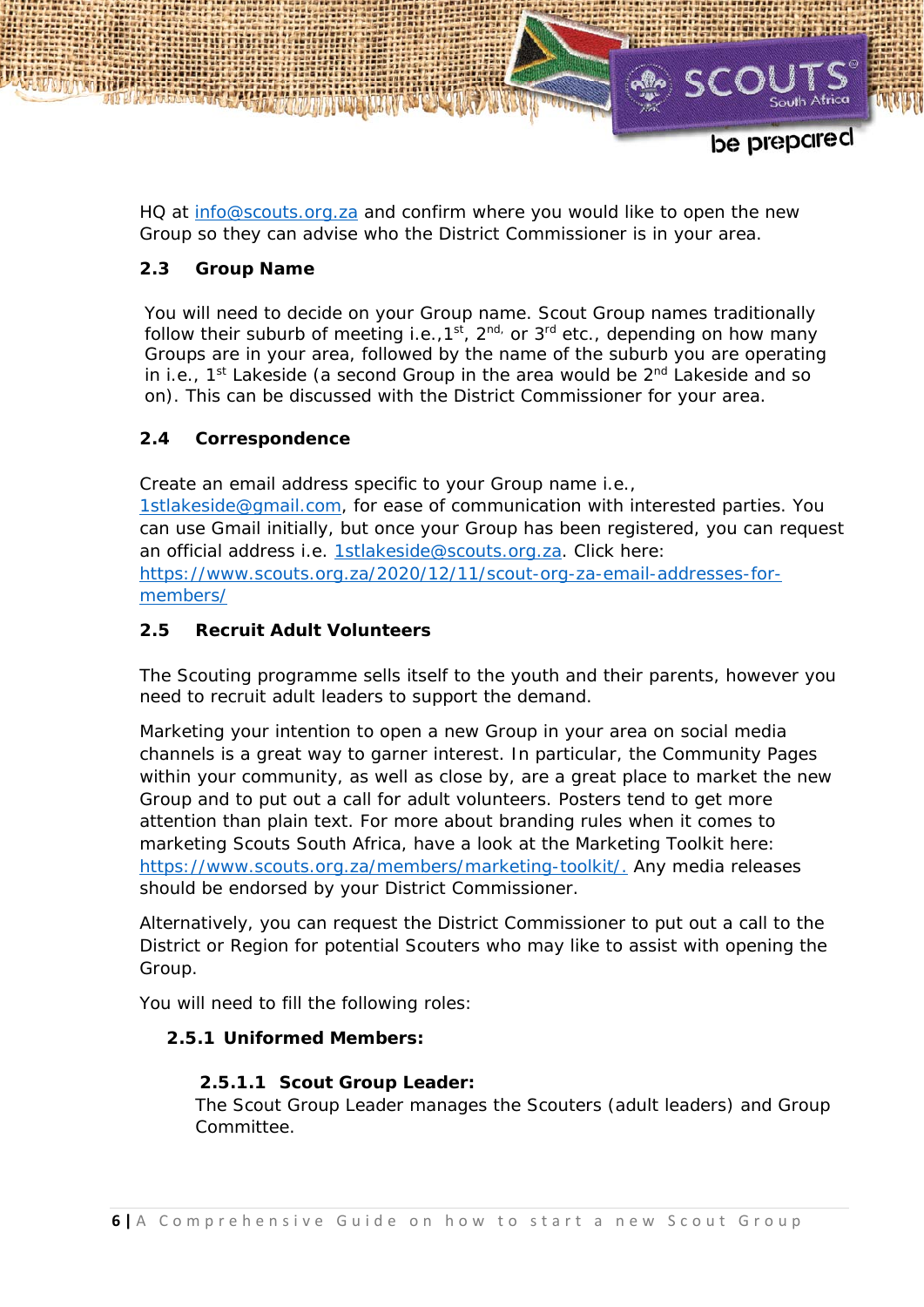HQ at [info@scouts.org.za](mailto:info@scouts.org.za) and confirm where you would like to open the new Group so they can advise who the District Commissioner is in your area.

## 2.3 Group Name

You will need to decide on your Group name. Scout Group names traditionally follow their suburb of meeting i.e.,1st, 2nd, or 3rd etc., depending on how many Groups are in your area, followed by the name of the suburb you are operating in i.e., 1st Lakeside (a second Group in the area would be 2nd Lakeside and so on). This can be discussed with the District Commissioner for your area.

## 2.4 Correspondence

Create an email address specific to your Group name i.e., [1stlakeside@gmail.com](mailto:1stlakeside@gmail.com), for ease of communication with interested parties. You can use Gmail initially, but once your Group has been registered, you can request an official address i.e. [1stlakeside@scouts.org.za](mailto:1stlakeside@scouts.org.za). Click here: [https://www.scouts.org.za/2020/12/11/scout-org-za-email-addresses-for-members/](https://www.scouts.org.za/2020/12/11/scout-org-za-email-addresses-for-members/)

## 2.5 Recruit Adult Volunteers

The Scouting programme sells itself to the youth and their parents, however you need to recruit adult leaders to support the demand.

Marketing your intention to open a new Group in your area on social media channels is a great way to garner interest. In particular, the Community Pages within your community, as well as close by, are a great place to market the new Group and to put out a call for adult volunteers. Posters tend to get more attention than plain text. For more about branding rules when it comes to marketing Scouts South Africa, have a look at the Marketing Toolkit here: [https://www.scouts.org.za/members/marketing-toolkit/.](https://www.scouts.org.za/members/marketing-toolkit/) Any media releases should be endorsed by your District Commissioner.

Alternatively, you can request the District Commissioner to put out a call to the District or Region for potential Scouters who may like to assist with opening the Group.

You will need to fill the following roles:

### 2.5.1 Uniformed Members:

#### 2.5.1.1 Scout Group Leader:

The Scout Group Leader manages the Scouters (adult leaders) and Group Committee.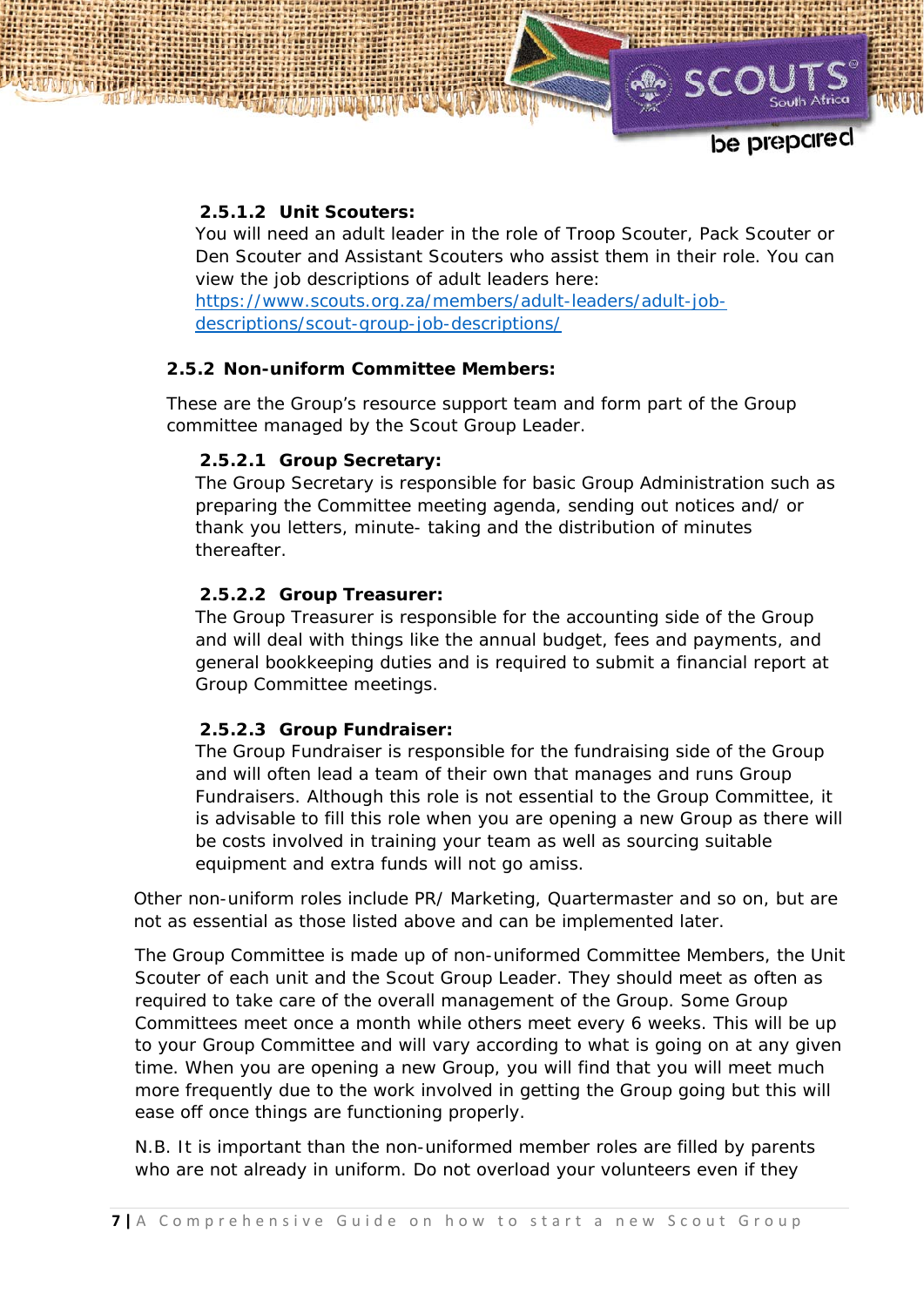#### 2.5.1.2 Unit Scouters:

You will need an adult leader in the role of Troop Scouter, Pack Scouter or Den Scouter and Assistant Scouters who assist them in their role. You can view the job descriptions of adult leaders here: [https://www.scouts.org.za/members/adult-leaders/adult-job-descriptions/scout-group-job-descriptions/](https://www.scouts.org.za/members/adult-leaders/adult-job-descriptions/scout-group-job-descriptions/)

### 2.5.2 Non-uniform Committee Members:

These are the Group's resource support team and form part of the Group committee managed by the Scout Group Leader.

#### 2.5.2.1 Group Secretary:

The Group Secretary is responsible for basic Group Administration such as preparing the Committee meeting agenda, sending out notices and/ or thank you letters, minute- taking and the distribution of minutes thereafter.

#### 2.5.2.2 Group Treasurer:

The Group Treasurer is responsible for the accounting side of the Group and will deal with things like the annual budget, fees and payments, and general bookkeeping duties and is required to submit a financial report at Group Committee meetings.

#### 2.5.2.3 Group Fundraiser:

The Group Fundraiser is responsible for the fundraising side of the Group and will often lead a team of their own that manages and runs Group Fundraisers. Although this role is not essential to the Group Committee, it is advisable to fill this role when you are opening a new Group as there will be costs involved in training your team as well as sourcing suitable equipment and extra funds will not go amiss.

Other non-uniform roles include PR/ Marketing, Quartermaster and so on, but are not as essential as those listed above and can be implemented later.

The Group Committee is made up of non-uniformed Committee Members, the Unit Scouter of each unit and the Scout Group Leader. They should meet as often as required to take care of the overall management of the Group. Some Group Committees meet once a month while others meet every 6 weeks. This will be up to your Group Committee and will vary according to what is going on at any given time. When you are opening a new Group, you will find that you will meet much more frequently due to the work involved in getting the Group going but this will ease off once things are functioning properly.

N.B. It is important than the non-uniformed member roles are filled by parents who are not already in uniform. Do not overload your volunteers even if they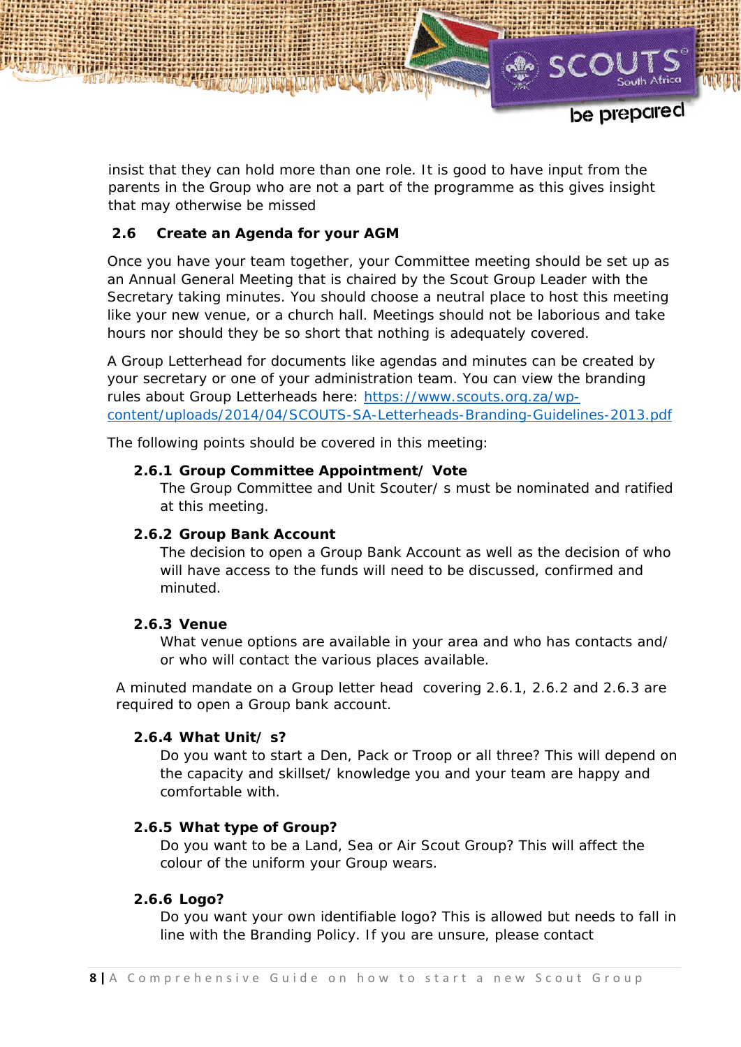insist that they can hold more than one role. It is good to have input from the parents in the Group who are not a part of the programme as this gives insight that may otherwise be missed

## 2.6 Create an Agenda for your AGM

Once you have your team together, your Committee meeting should be set up as an Annual General Meeting that is chaired by the Scout Group Leader with the Secretary taking minutes. You should choose a neutral place to host this meeting like your new venue, or a church hall. Meetings should not be laborious and take hours nor should they be so short that nothing is adequately covered.

A Group Letterhead for documents like agendas and minutes can be created by your secretary or one of your administration team. You can view the branding rules about Group Letterheads here: https://www.scouts.org.za/wp-content/uploads/2014/04/SCOUTS-SA-Letterheads-Branding-Guidelines-2013.pdf

The following points should be covered in this meeting:

### 2.6.1 Group Committee Appointment/ Vote

The Group Committee and Unit Scouter/ s must be nominated and ratified at this meeting.

### 2.6.2 Group Bank Account

The decision to open a Group Bank Account as well as the decision of who will have access to the funds will need to be discussed, confirmed and minuted.

### 2.6.3 Venue

What venue options are available in your area and who has contacts and/ or who will contact the various places available.

A minuted mandate on a Group letter head covering 2.6.1, 2.6.2 and 2.6.3 are required to open a Group bank account.

### 2.6.4 What Unit/ s?

Do you want to start a Den, Pack or Troop or all three? This will depend on the capacity and skillset/ knowledge you and your team are happy and comfortable with.

### 2.6.5 What type of Group?

Do you want to be a Land, Sea or Air Scout Group? This will affect the colour of the uniform your Group wears.

### 2.6.6 Logo?

Do you want your own identifiable logo? This is allowed but needs to fall in line with the Branding Policy. If you are unsure, please contact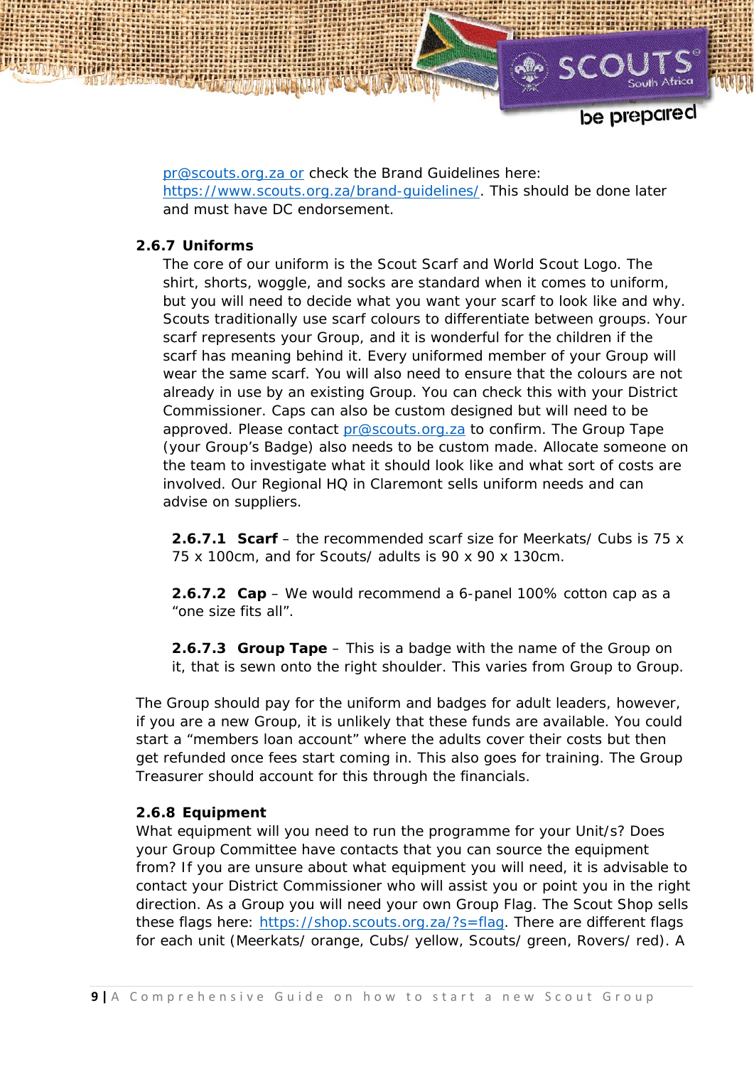pr@scouts.org.za or check the Brand Guidelines here: https://www.scouts.org.za/brand-guidelines/. This should be done later and must have DC endorsement.

### 2.6.7 Uniforms

The core of our uniform is the Scout Scarf and World Scout Logo. The shirt, shorts, woggle, and socks are standard when it comes to uniform, but you will need to decide what you want your scarf to look like and why. Scouts traditionally use scarf colours to differentiate between groups. Your scarf represents your Group, and it is wonderful for the children if the scarf has meaning behind it. Every uniformed member of your Group will wear the same scarf. You will also need to ensure that the colours are not already in use by an existing Group. You can check this with your District Commissioner. Caps can also be custom designed but will need to be approved. Please contact pr@scouts.org.za to confirm. The Group Tape (your Group's Badge) also needs to be custom made. Allocate someone on the team to investigate what it should look like and what sort of costs are involved. Our Regional HQ in Claremont sells uniform needs and can advise on suppliers.

**2.6.7.1 Scarf** – the recommended scarf size for Meerkats/ Cubs is 75 x 75 x 100cm, and for Scouts/ adults is 90 x 90 x 130cm.

**2.6.7.2 Cap** – We would recommend a 6-panel 100% cotton cap as a "one size fits all".

**2.6.7.3 Group Tape** – This is a badge with the name of the Group on it, that is sewn onto the right shoulder. This varies from Group to Group.

The Group should pay for the uniform and badges for adult leaders, however, if you are a new Group, it is unlikely that these funds are available. You could start a "members loan account" where the adults cover their costs but then get refunded once fees start coming in. This also goes for training. The Group Treasurer should account for this through the financials.

### 2.6.8 Equipment

What equipment will you need to run the programme for your Unit/s? Does your Group Committee have contacts that you can source the equipment from? If you are unsure about what equipment you will need, it is advisable to contact your District Commissioner who will assist you or point you in the right direction. As a Group you will need your own Group Flag. The Scout Shop sells these flags here: https://shop.scouts.org.za/?s=flag. There are different flags for each unit (Meerkats/ orange, Cubs/ yellow, Scouts/ green, Rovers/ red). A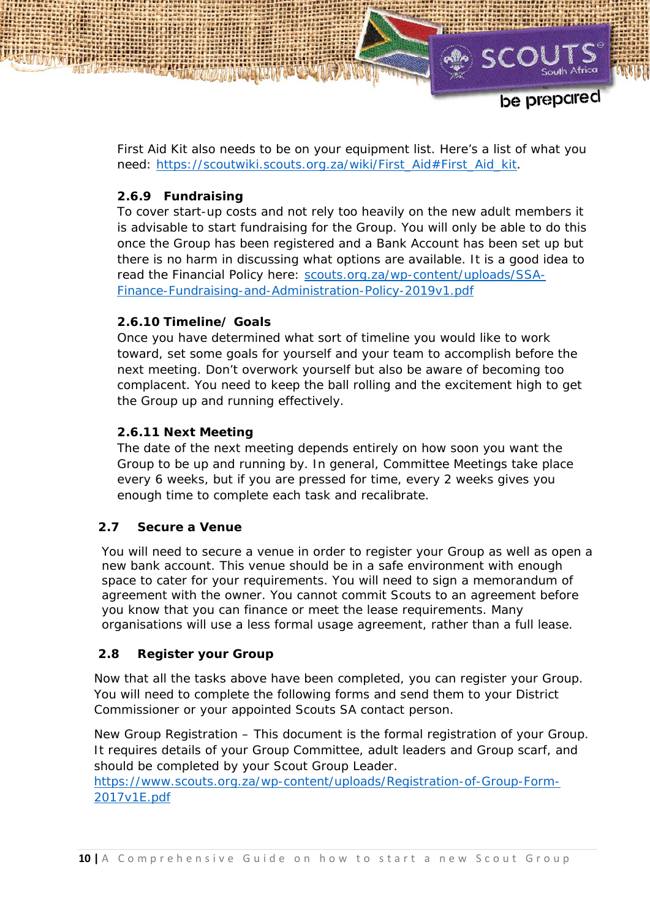First Aid Kit also needs to be on your equipment list. Here's a list of what you need: [https://scoutwiki.scouts.org.za/wiki/First_Aid#First_Aid_kit](https://scoutwiki.scouts.org.za/wiki/First_Aid#First_Aid_kit).

#### 2.6.9 Fundraising

To cover start-up costs and not rely too heavily on the new adult members it is advisable to start fundraising for the Group. You will only be able to do this once the Group has been registered and a Bank Account has been set up but there is no harm in discussing what options are available. It is a good idea to read the Financial Policy here: [scouts.org.za/wp-content/uploads/SSA-Finance-Fundraising-and-Administration-Policy-2019v1.pdf](scouts.org.za/wp-content/uploads/SSA-Finance-Fundraising-and-Administration-Policy-2019v1.pdf)

#### 2.6.10 Timeline/ Goals

Once you have determined what sort of timeline you would like to work toward, set some goals for yourself and your team to accomplish before the next meeting. Don't overwork yourself but also be aware of becoming too complacent. You need to keep the ball rolling and the excitement high to get the Group up and running effectively.

#### 2.6.11 Next Meeting

The date of the next meeting depends entirely on how soon you want the Group to be up and running by. In general, Committee Meetings take place every 6 weeks, but if you are pressed for time, every 2 weeks gives you enough time to complete each task and recalibrate.

### 2.7 Secure a Venue

You will need to secure a venue in order to register your Group as well as open a new bank account. This venue should be in a safe environment with enough space to cater for your requirements. You will need to sign a memorandum of agreement with the owner. You cannot commit Scouts to an agreement before you know that you can finance or meet the lease requirements. Many organisations will use a less formal usage agreement, rather than a full lease.

### 2.8 Register your Group

Now that all the tasks above have been completed, you can register your Group. You will need to complete the following forms and send them to your District Commissioner or your appointed Scouts SA contact person.

New Group Registration – This document is the formal registration of your Group. It requires details of your Group Committee, adult leaders and Group scarf, and should be completed by your Scout Group Leader.
[https://www.scouts.org.za/wp-content/uploads/Registration-of-Group-Form-2017v1E.pdf](https://www.scouts.org.za/wp-content/uploads/Registration-of-Group-Form-2017v1E.pdf)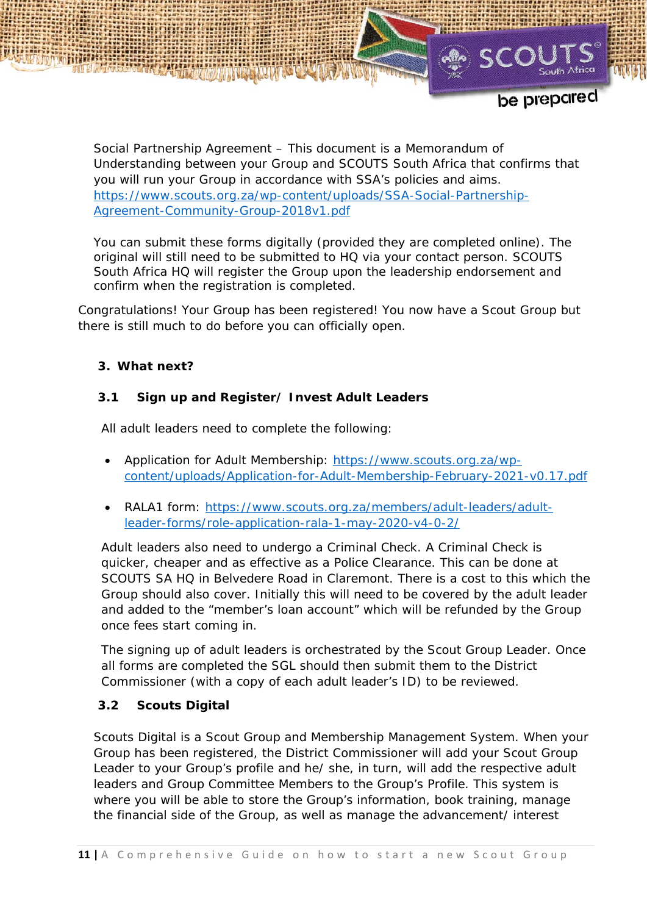Social Partnership Agreement – This document is a Memorandum of Understanding between your Group and SCOUTS South Africa that confirms that you will run your Group in accordance with SSA's policies and aims. https://www.scouts.org.za/wp-content/uploads/SSA-Social-Partnership-Agreement-Community-Group-2018v1.pdf

You can submit these forms digitally (provided they are completed online). The original will still need to be submitted to HQ via your contact person. SCOUTS South Africa HQ will register the Group upon the leadership endorsement and confirm when the registration is completed.

Congratulations! Your Group has been registered! You now have a Scout Group but there is still much to do before you can officially open.

## 3. What next?

### 3.1 Sign up and Register/ Invest Adult Leaders

All adult leaders need to complete the following:

- Application for Adult Membership: https://www.scouts.org.za/wp-content/uploads/Application-for-Adult-Membership-February-2021-v0.17.pdf
- RALA1 form: https://www.scouts.org.za/members/adult-leaders/adult-leader-forms/role-application-rala-1-may-2020-v4-0-2/

Adult leaders also need to undergo a Criminal Check. A Criminal Check is quicker, cheaper and as effective as a Police Clearance. This can be done at SCOUTS SA HQ in Belvedere Road in Claremont. There is a cost to this which the Group should also cover. Initially this will need to be covered by the adult leader and added to the "member's loan account" which will be refunded by the Group once fees start coming in.

The signing up of adult leaders is orchestrated by the Scout Group Leader. Once all forms are completed the SGL should then submit them to the District Commissioner (with a copy of each adult leader's ID) to be reviewed.

### 3.2 Scouts Digital

Scouts Digital is a Scout Group and Membership Management System. When your Group has been registered, the District Commissioner will add your Scout Group Leader to your Group's profile and he/ she, in turn, will add the respective adult leaders and Group Committee Members to the Group's Profile. This system is where you will be able to store the Group's information, book training, manage the financial side of the Group, as well as manage the advancement/ interest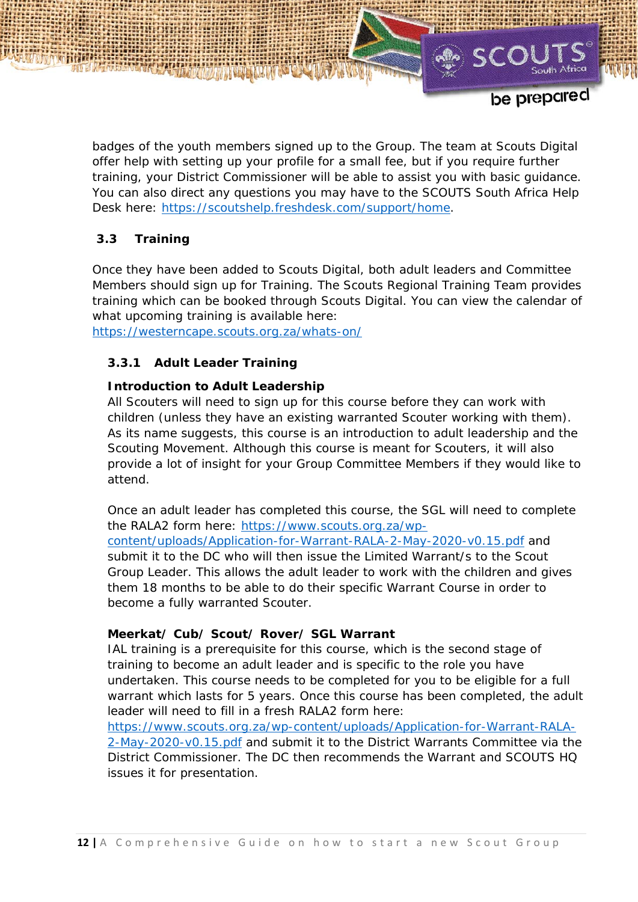badges of the youth members signed up to the Group. The team at Scouts Digital offer help with setting up your profile for a small fee, but if you require further training, your District Commissioner will be able to assist you with basic guidance. You can also direct any questions you may have to the SCOUTS South Africa Help Desk here: [https://scoutshelp.freshdesk.com/support/home](https://scoutshelp.freshdesk.com/support/home).

## 3.3 Training

Once they have been added to Scouts Digital, both adult leaders and Committee Members should sign up for Training. The Scouts Regional Training Team provides training which can be booked through Scouts Digital. You can view the calendar of what upcoming training is available here: [https://westerncape.scouts.org.za/whats-on/](https://westerncape.scouts.org.za/whats-on/)

### 3.3.1 Adult Leader Training

**Introduction to Adult Leadership**

All Scouters will need to sign up for this course before they can work with children (unless they have an existing warranted Scouter working with them). As its name suggests, this course is an introduction to adult leadership and the Scouting Movement. Although this course is meant for Scouters, it will also provide a lot of insight for your Group Committee Members if they would like to attend.

Once an adult leader has completed this course, the SGL will need to complete the RALA2 form here: [https://www.scouts.org.za/wp-content/uploads/Application-for-Warrant-RALA-2-May-2020-v0.15.pdf](https://www.scouts.org.za/wp-content/uploads/Application-for-Warrant-RALA-2-May-2020-v0.15.pdf) and submit it to the DC who will then issue the Limited Warrant/s to the Scout Group Leader. This allows the adult leader to work with the children and gives them 18 months to be able to do their specific Warrant Course in order to become a fully warranted Scouter.

**Meerkat/ Cub/ Scout/ Rover/ SGL Warrant**

IAL training is a prerequisite for this course, which is the second stage of training to become an adult leader and is specific to the role you have undertaken. This course needs to be completed for you to be eligible for a full warrant which lasts for 5 years. Once this course has been completed, the adult leader will need to fill in a fresh RALA2 form here: [https://www.scouts.org.za/wp-content/uploads/Application-for-Warrant-RALA-2-May-2020-v0.15.pdf](https://www.scouts.org.za/wp-content/uploads/Application-for-Warrant-RALA-2-May-2020-v0.15.pdf) and submit it to the District Warrants Committee via the District Commissioner. The DC then recommends the Warrant and SCOUTS HQ issues it for presentation.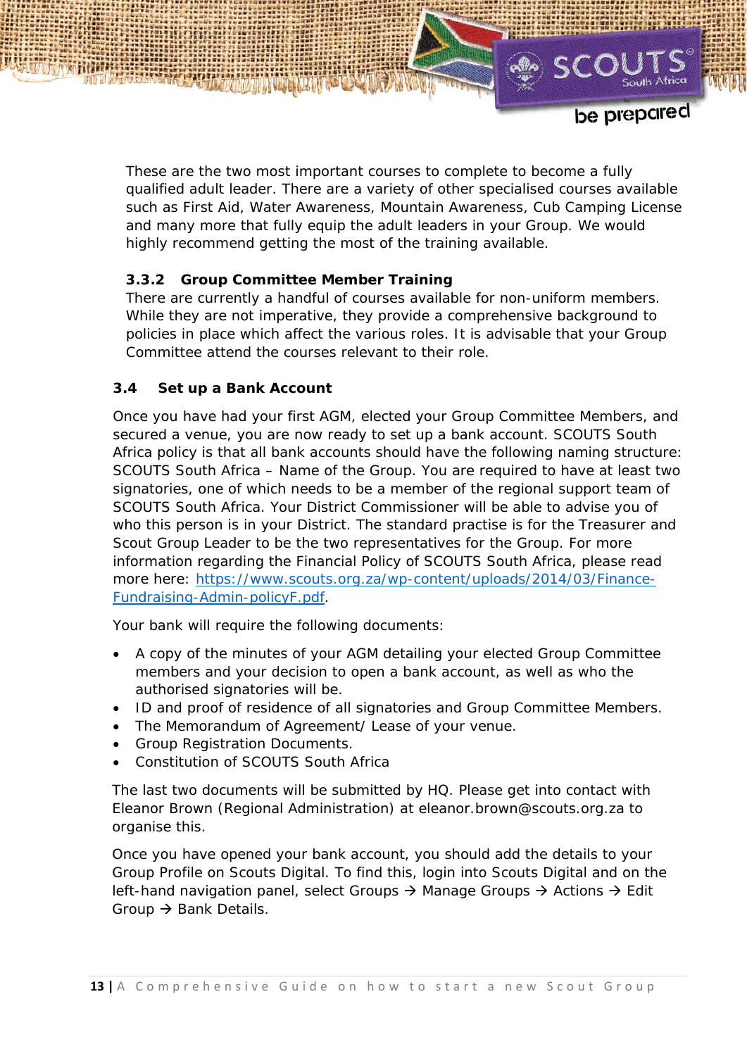These are the two most important courses to complete to become a fully qualified adult leader. There are a variety of other specialised courses available such as First Aid, Water Awareness, Mountain Awareness, Cub Camping License and many more that fully equip the adult leaders in your Group. We would highly recommend getting the most of the training available.

#### 3.3.2 Group Committee Member Training

There are currently a handful of courses available for non-uniform members. While they are not imperative, they provide a comprehensive background to policies in place which affect the various roles. It is advisable that your Group Committee attend the courses relevant to their role.

### 3.4 Set up a Bank Account

Once you have had your first AGM, elected your Group Committee Members, and secured a venue, you are now ready to set up a bank account. SCOUTS South Africa policy is that all bank accounts should have the following naming structure: SCOUTS South Africa – Name of the Group. You are required to have at least two signatories, one of which needs to be a member of the regional support team of SCOUTS South Africa. Your District Commissioner will be able to advise you of who this person is in your District. The standard practise is for the Treasurer and Scout Group Leader to be the two representatives for the Group. For more information regarding the Financial Policy of SCOUTS South Africa, please read more here: [https://www.scouts.org.za/wp-content/uploads/2014/03/Finance-Fundraising-Admin-policyF.pdf](https://www.scouts.org.za/wp-content/uploads/2014/03/Finance-Fundraising-Admin-policyF.pdf).

Your bank will require the following documents:

- A copy of the minutes of your AGM detailing your elected Group Committee members and your decision to open a bank account, as well as who the authorised signatories will be.
- ID and proof of residence of all signatories and Group Committee Members.
- The Memorandum of Agreement/ Lease of your venue.
- Group Registration Documents.
- Constitution of SCOUTS South Africa

The last two documents will be submitted by HQ. Please get into contact with Eleanor Brown (Regional Administration) at eleanor.brown@scouts.org.za to organise this.

Once you have opened your bank account, you should add the details to your Group Profile on Scouts Digital. To find this, login into Scouts Digital and on the left-hand navigation panel, select Groups → Manage Groups → Actions → Edit Group → Bank Details.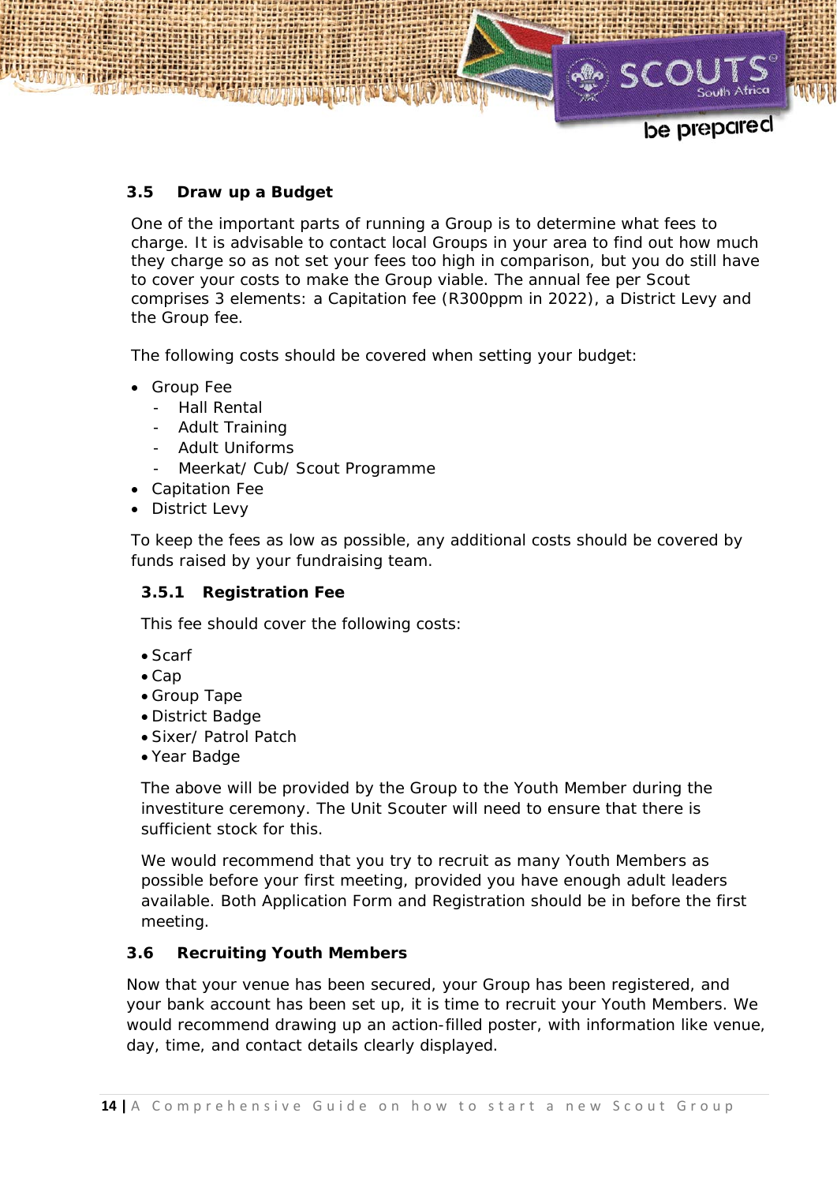### 3.5 Draw up a Budget

One of the important parts of running a Group is to determine what fees to charge. It is advisable to contact local Groups in your area to find out how much they charge so as not set your fees too high in comparison, but you do still have to cover your costs to make the Group viable. The annual fee per Scout comprises 3 elements: a Capitation fee (R300ppm in 2022), a District Levy and the Group fee.

The following costs should be covered when setting your budget:

- Group Fee
  - Hall Rental
  - Adult Training
  - Adult Uniforms
  - Meerkat/ Cub/ Scout Programme
- Capitation Fee
- District Levy

To keep the fees as low as possible, any additional costs should be covered by funds raised by your fundraising team.

#### 3.5.1 Registration Fee

This fee should cover the following costs:

- Scarf
- Cap
- Group Tape
- District Badge
- Sixer/ Patrol Patch
- Year Badge

The above will be provided by the Group to the Youth Member during the investiture ceremony. The Unit Scouter will need to ensure that there is sufficient stock for this.

We would recommend that you try to recruit as many Youth Members as possible before your first meeting, provided you have enough adult leaders available. Both Application Form and Registration should be in before the first meeting.

### 3.6 Recruiting Youth Members

Now that your venue has been secured, your Group has been registered, and your bank account has been set up, it is time to recruit your Youth Members. We would recommend drawing up an action-filled poster, with information like venue, day, time, and contact details clearly displayed.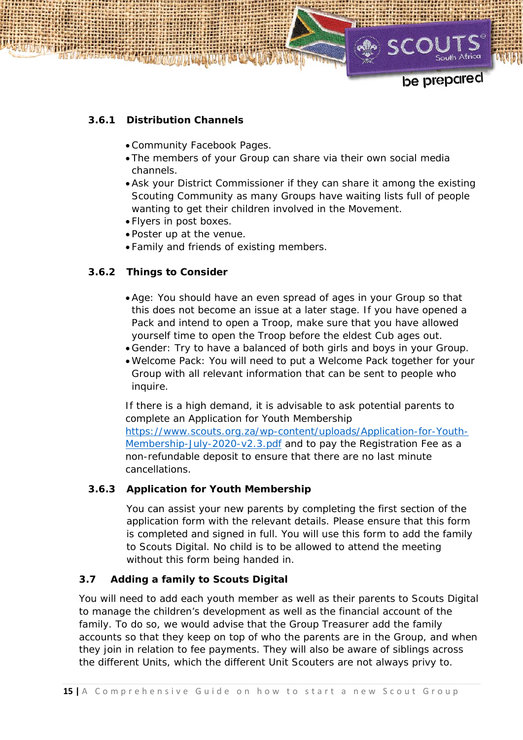### 3.6.1 Distribution Channels

- Community Facebook Pages.
- The members of your Group can share via their own social media channels.
- Ask your District Commissioner if they can share it among the existing Scouting Community as many Groups have waiting lists full of people wanting to get their children involved in the Movement.
- Flyers in post boxes.
- Poster up at the venue.
- Family and friends of existing members.

### 3.6.2 Things to Consider

- Age: You should have an even spread of ages in your Group so that this does not become an issue at a later stage. If you have opened a Pack and intend to open a Troop, make sure that you have allowed yourself time to open the Troop before the eldest Cub ages out.
- Gender: Try to have a balanced of both girls and boys in your Group.
- Welcome Pack: You will need to put a Welcome Pack together for your Group with all relevant information that can be sent to people who inquire.

If there is a high demand, it is advisable to ask potential parents to complete an Application for Youth Membership https://www.scouts.org.za/wp-content/uploads/Application-for-Youth-Membership-July-2020-v2.3.pdf and to pay the Registration Fee as a non-refundable deposit to ensure that there are no last minute cancellations.

### 3.6.3 Application for Youth Membership

You can assist your new parents by completing the first section of the application form with the relevant details. Please ensure that this form is completed and signed in full. You will use this form to add the family to Scouts Digital. No child is to be allowed to attend the meeting without this form being handed in.

## 3.7 Adding a family to Scouts Digital

You will need to add each youth member as well as their parents to Scouts Digital to manage the children's development as well as the financial account of the family. To do so, we would advise that the Group Treasurer add the family accounts so that they keep on top of who the parents are in the Group, and when they join in relation to fee payments. They will also be aware of siblings across the different Units, which the different Unit Scouters are not always privy to.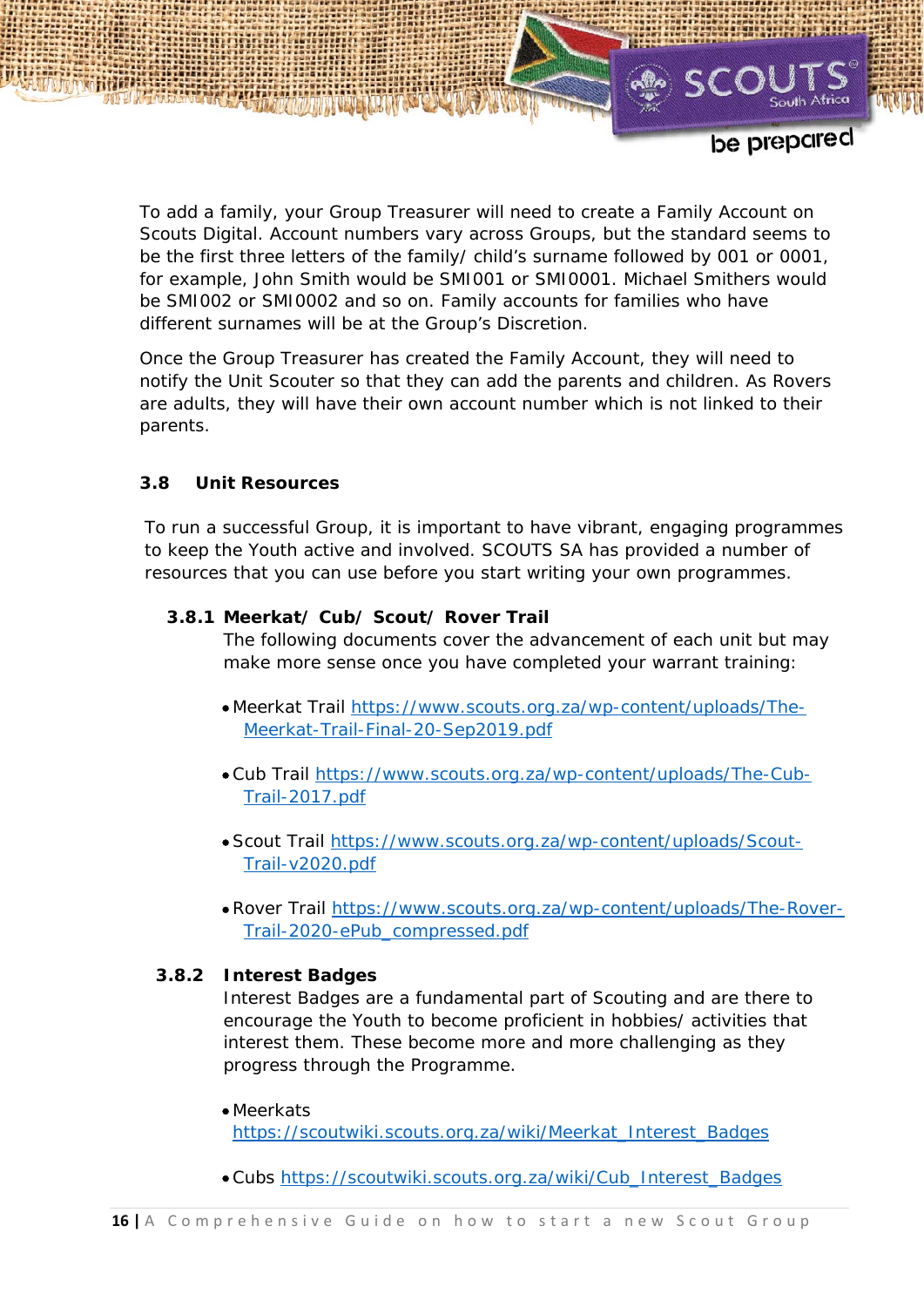To add a family, your Group Treasurer will need to create a Family Account on Scouts Digital. Account numbers vary across Groups, but the standard seems to be the first three letters of the family/ child's surname followed by 001 or 0001, for example, John Smith would be SMI001 or SMI0001. Michael Smithers would be SMI002 or SMI0002 and so on. Family accounts for families who have different surnames will be at the Group's Discretion.

Once the Group Treasurer has created the Family Account, they will need to notify the Unit Scouter so that they can add the parents and children. As Rovers are adults, they will have their own account number which is not linked to their parents.

## 3.8 Unit Resources

To run a successful Group, it is important to have vibrant, engaging programmes to keep the Youth active and involved. SCOUTS SA has provided a number of resources that you can use before you start writing your own programmes.

### 3.8.1 Meerkat/ Cub/ Scout/ Rover Trail

The following documents cover the advancement of each unit but may make more sense once you have completed your warrant training:

- Meerkat Trail https://www.scouts.org.za/wp-content/uploads/The-Meerkat-Trail-Final-20-Sep2019.pdf
- Cub Trail https://www.scouts.org.za/wp-content/uploads/The-Cub-Trail-2017.pdf
- Scout Trail https://www.scouts.org.za/wp-content/uploads/Scout-Trail-v2020.pdf
- Rover Trail https://www.scouts.org.za/wp-content/uploads/The-Rover-Trail-2020-ePub_compressed.pdf

### 3.8.2 Interest Badges

Interest Badges are a fundamental part of Scouting and are there to encourage the Youth to become proficient in hobbies/ activities that interest them. These become more and more challenging as they progress through the Programme.

- Meerkats https://scoutwiki.scouts.org.za/wiki/Meerkat_Interest_Badges
- Cubs https://scoutwiki.scouts.org.za/wiki/Cub_Interest_Badges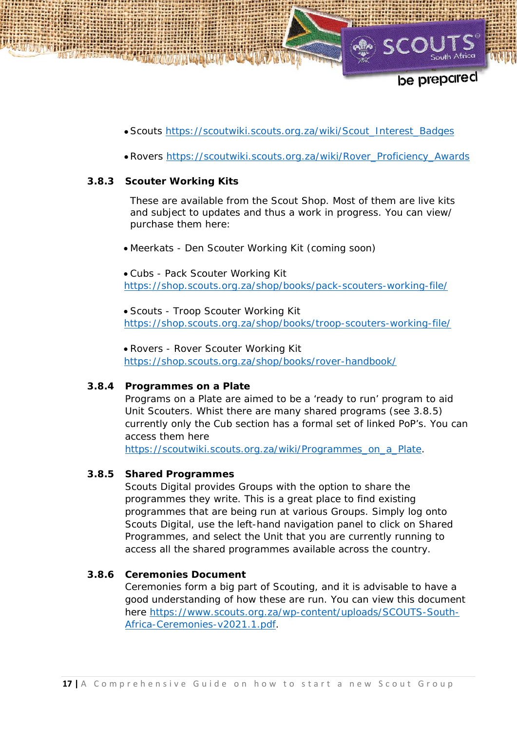- Scouts https://scoutwiki.scouts.org.za/wiki/Scout_Interest_Badges
- Rovers https://scoutwiki.scouts.org.za/wiki/Rover_Proficiency_Awards

### 3.8.3 Scouter Working Kits

These are available from the Scout Shop. Most of them are live kits and subject to updates and thus a work in progress. You can view/ purchase them here:

- Meerkats - Den Scouter Working Kit (coming soon)
- Cubs - Pack Scouter Working Kit https://shop.scouts.org.za/shop/books/pack-scouters-working-file/
- Scouts - Troop Scouter Working Kit https://shop.scouts.org.za/shop/books/troop-scouters-working-file/
- Rovers - Rover Scouter Working Kit https://shop.scouts.org.za/shop/books/rover-handbook/

### 3.8.4 Programmes on a Plate

Programs on a Plate are aimed to be a 'ready to run' program to aid Unit Scouters. Whist there are many shared programs (see 3.8.5) currently only the Cub section has a formal set of linked PoP's. You can access them here https://scoutwiki.scouts.org.za/wiki/Programmes_on_a_Plate.

### 3.8.5 Shared Programmes

Scouts Digital provides Groups with the option to share the programmes they write. This is a great place to find existing programmes that are being run at various Groups. Simply log onto Scouts Digital, use the left-hand navigation panel to click on Shared Programmes, and select the Unit that you are currently running to access all the shared programmes available across the country.

### 3.8.6 Ceremonies Document

Ceremonies form a big part of Scouting, and it is advisable to have a good understanding of how these are run. You can view this document here https://www.scouts.org.za/wp-content/uploads/SCOUTS-South-Africa-Ceremonies-v2021.1.pdf.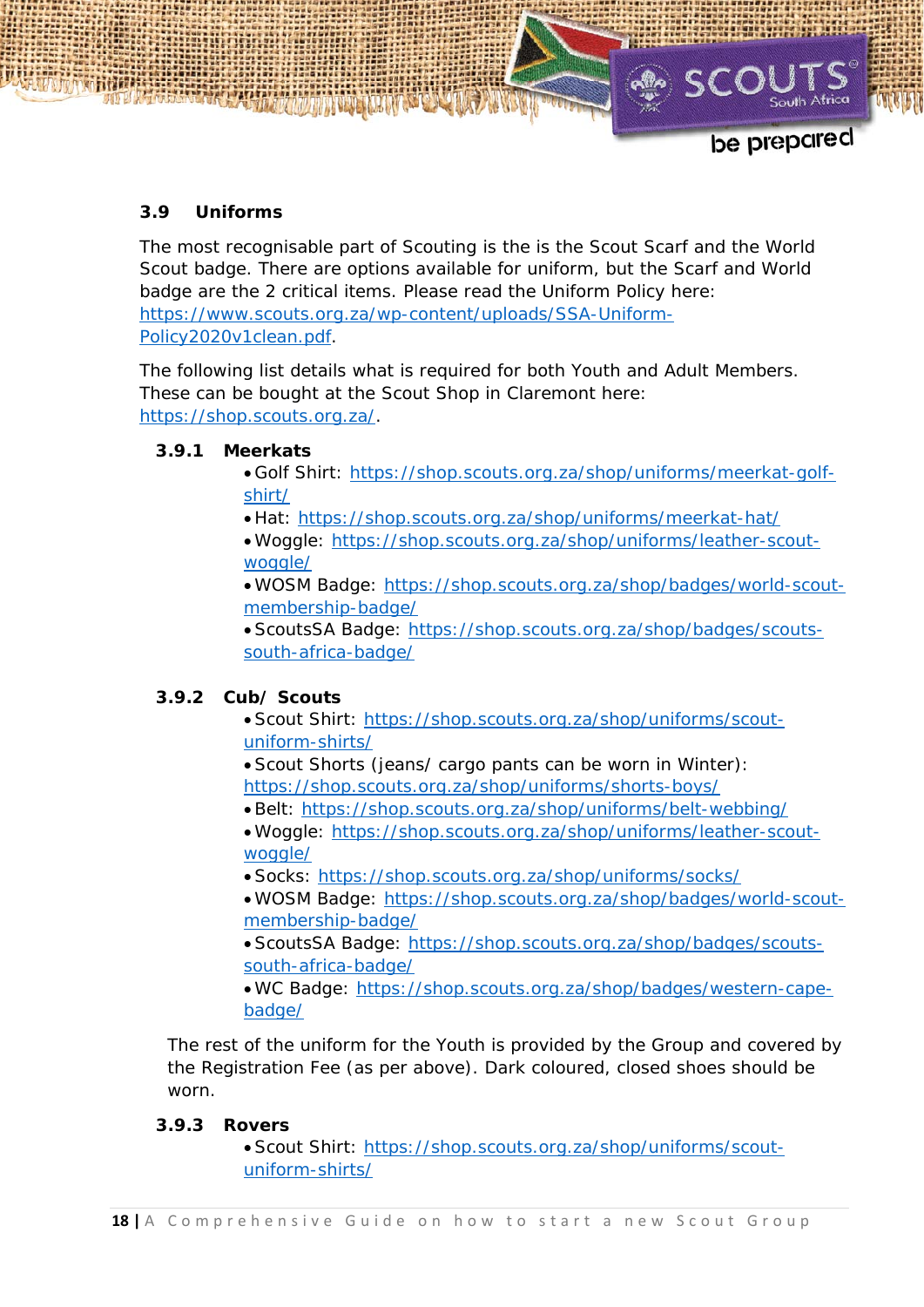### 3.9 Uniforms

The most recognisable part of Scouting is the is the Scout Scarf and the World Scout badge. There are options available for uniform, but the Scarf and World badge are the 2 critical items. Please read the Uniform Policy here: https://www.scouts.org.za/wp-content/uploads/SSA-Uniform-Policy2020v1clean.pdf.

The following list details what is required for both Youth and Adult Members. These can be bought at the Scout Shop in Claremont here: https://shop.scouts.org.za/.

#### 3.9.1 Meerkats

- Golf Shirt: https://shop.scouts.org.za/shop/uniforms/meerkat-golf-shirt/
- Hat: https://shop.scouts.org.za/shop/uniforms/meerkat-hat/
- Woggle: https://shop.scouts.org.za/shop/uniforms/leather-scout-woggle/
- WOSM Badge: https://shop.scouts.org.za/shop/badges/world-scout-membership-badge/
- ScoutsSA Badge: https://shop.scouts.org.za/shop/badges/scouts-south-africa-badge/

#### 3.9.2 Cub/ Scouts

- Scout Shirt: https://shop.scouts.org.za/shop/uniforms/scout-uniform-shirts/
- Scout Shorts (jeans/ cargo pants can be worn in Winter): https://shop.scouts.org.za/shop/uniforms/shorts-boys/
- Belt: https://shop.scouts.org.za/shop/uniforms/belt-webbing/
- Woggle: https://shop.scouts.org.za/shop/uniforms/leather-scout-woggle/
- Socks: https://shop.scouts.org.za/shop/uniforms/socks/
- WOSM Badge: https://shop.scouts.org.za/shop/badges/world-scout-membership-badge/
- ScoutsSA Badge: https://shop.scouts.org.za/shop/badges/scouts-south-africa-badge/
- WC Badge: https://shop.scouts.org.za/shop/badges/western-cape-badge/

The rest of the uniform for the Youth is provided by the Group and covered by the Registration Fee (as per above). Dark coloured, closed shoes should be worn.

#### 3.9.3 Rovers

- Scout Shirt: https://shop.scouts.org.za/shop/uniforms/scout-uniform-shirts/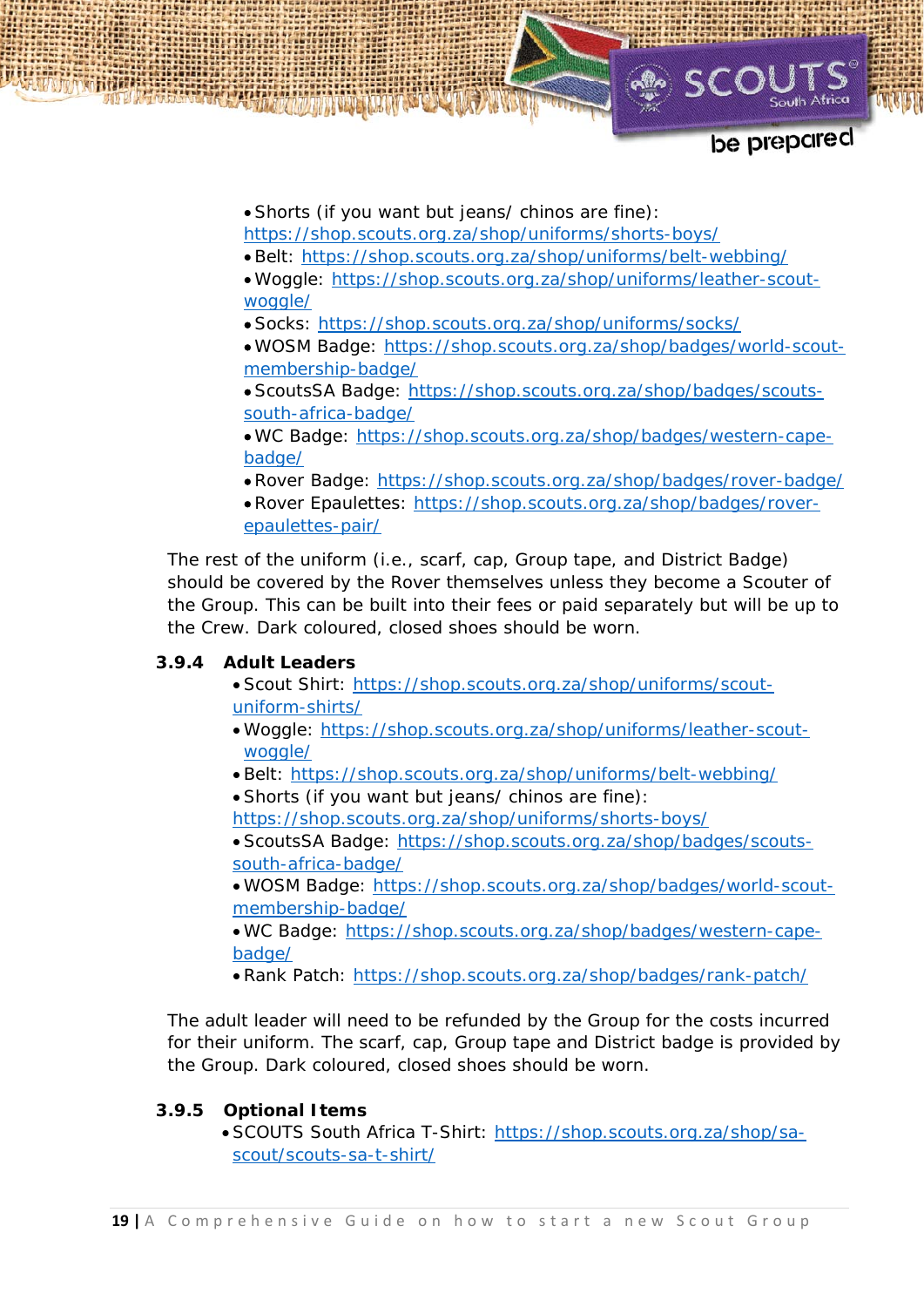- Shorts (if you want but jeans/ chinos are fine): https://shop.scouts.org.za/shop/uniforms/shorts-boys/
- Belt: https://shop.scouts.org.za/shop/uniforms/belt-webbing/
- Woggle: https://shop.scouts.org.za/shop/uniforms/leather-scout-woggle/
- Socks: https://shop.scouts.org.za/shop/uniforms/socks/
- WOSM Badge: https://shop.scouts.org.za/shop/badges/world-scout-membership-badge/
- ScoutsSA Badge: https://shop.scouts.org.za/shop/badges/scouts-south-africa-badge/
- WC Badge: https://shop.scouts.org.za/shop/badges/western-cape-badge/
- Rover Badge: https://shop.scouts.org.za/shop/badges/rover-badge/
- Rover Epaulettes: https://shop.scouts.org.za/shop/badges/rover-epaulettes-pair/

The rest of the uniform (i.e., scarf, cap, Group tape, and District Badge) should be covered by the Rover themselves unless they become a Scouter of the Group. This can be built into their fees or paid separately but will be up to the Crew. Dark coloured, closed shoes should be worn.

### 3.9.4 Adult Leaders

- Scout Shirt: https://shop.scouts.org.za/shop/uniforms/scout-uniform-shirts/
- Woggle: https://shop.scouts.org.za/shop/uniforms/leather-scout-woggle/
- Belt: https://shop.scouts.org.za/shop/uniforms/belt-webbing/
- Shorts (if you want but jeans/ chinos are fine): https://shop.scouts.org.za/shop/uniforms/shorts-boys/
- ScoutsSA Badge: https://shop.scouts.org.za/shop/badges/scouts-south-africa-badge/
- WOSM Badge: https://shop.scouts.org.za/shop/badges/world-scout-membership-badge/
- WC Badge: https://shop.scouts.org.za/shop/badges/western-cape-badge/
- Rank Patch: https://shop.scouts.org.za/shop/badges/rank-patch/

The adult leader will need to be refunded by the Group for the costs incurred for their uniform. The scarf, cap, Group tape and District badge is provided by the Group. Dark coloured, closed shoes should be worn.

### 3.9.5 Optional Items

- SCOUTS South Africa T-Shirt: https://shop.scouts.org.za/shop/sa-scout/scouts-sa-t-shirt/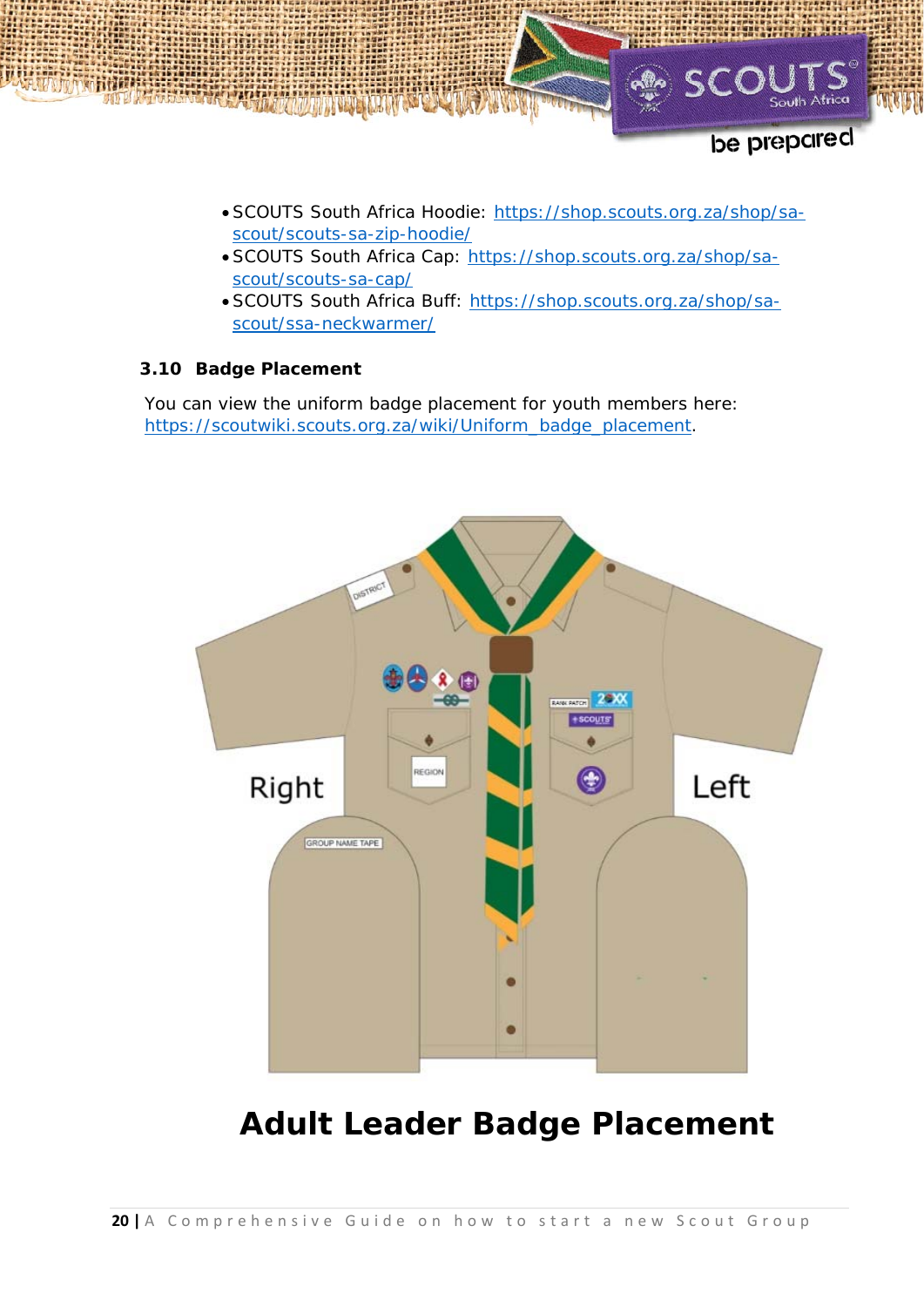- SCOUTS South Africa Hoodie: https://shop.scouts.org.za/shop/sa-scout/scouts-sa-zip-hoodie/
- SCOUTS South Africa Cap: https://shop.scouts.org.za/shop/sa-scout/scouts-sa-cap/
- SCOUTS South Africa Buff: https://shop.scouts.org.za/shop/sa-scout/ssa-neckwarmer/

### 3.10 Badge Placement

You can view the uniform badge placement for youth members here: https://scoutwiki.scouts.org.za/wiki/Uniform_badge_placement.

Right

Left

**Adult Leader Badge Placement**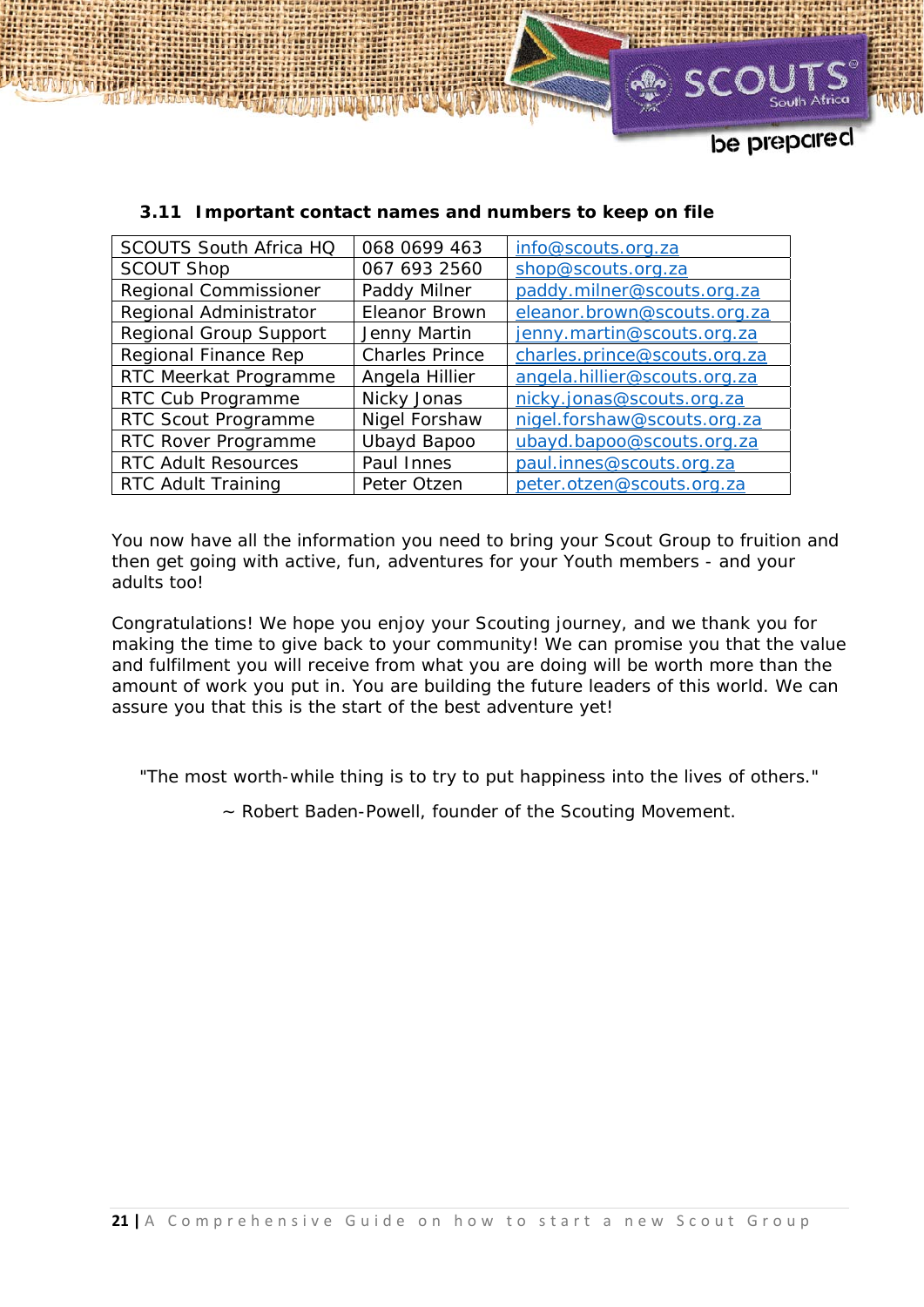### 3.11 Important contact names and numbers to keep on file

| | | |
|---|---|---|
| SCOUTS South Africa HQ | 068 0699 463 | info@scouts.org.za |
| SCOUT Shop | 067 693 2560 | shop@scouts.org.za |
| Regional Commissioner | Paddy Milner | paddy.milner@scouts.org.za |
| Regional Administrator | Eleanor Brown | eleanor.brown@scouts.org.za |
| Regional Group Support | Jenny Martin | jenny.martin@scouts.org.za |
| Regional Finance Rep | Charles Prince | charles.prince@scouts.org.za |
| RTC Meerkat Programme | Angela Hillier | angela.hillier@scouts.org.za |
| RTC Cub Programme | Nicky Jonas | nicky.jonas@scouts.org.za |
| RTC Scout Programme | Nigel Forshaw | nigel.forshaw@scouts.org.za |
| RTC Rover Programme | Ubayd Bapoo | ubayd.bapoo@scouts.org.za |
| RTC Adult Resources | Paul Innes | paul.innes@scouts.org.za |
| RTC Adult Training | Peter Otzen | peter.otzen@scouts.org.za |

You now have all the information you need to bring your Scout Group to fruition and then get going with active, fun, adventures for your Youth members - and your adults too!

Congratulations! We hope you enjoy your Scouting journey, and we thank you for making the time to give back to your community! We can promise you that the value and fulfilment you will receive from what you are doing will be worth more than the amount of work you put in. You are building the future leaders of this world. We can assure you that this is the start of the best adventure yet!

"The most worth-while thing is to try to put happiness into the lives of others."

~ Robert Baden-Powell, founder of the Scouting Movement.